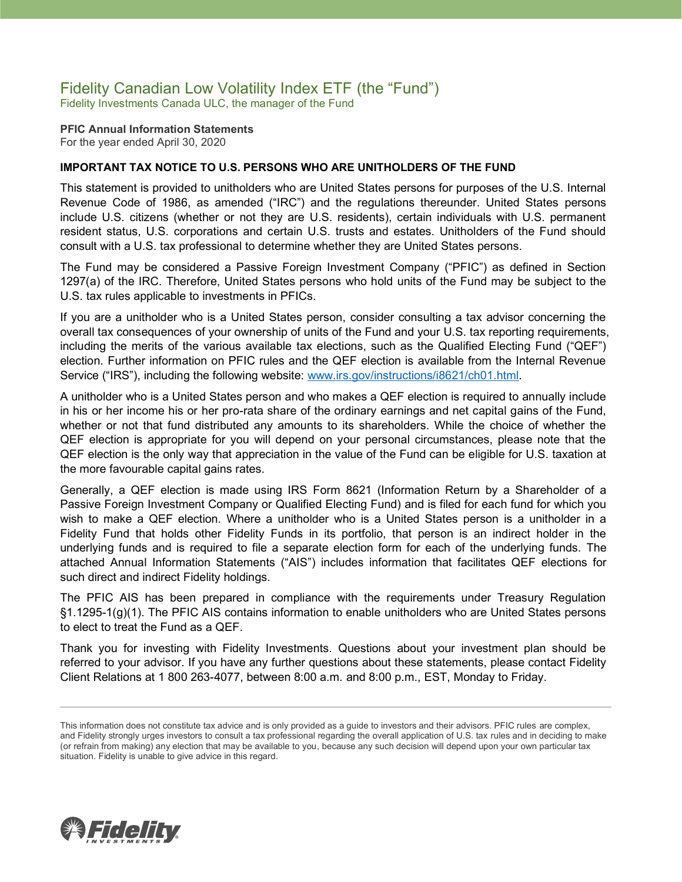# Fidelity Canadian Low Volatility Index ETF (the "Fund")

Fidelity Investments Canada ULC, the manager of the Fund

**PFIC Annual Information Statements**
For the year ended April 30, 2020

**IMPORTANT TAX NOTICE TO U.S. PERSONS WHO ARE UNITHOLDERS OF THE FUND**

This statement is provided to unitholders who are United States persons for purposes of the U.S. Internal Revenue Code of 1986, as amended ("IRC") and the regulations thereunder. United States persons include U.S. citizens (whether or not they are U.S. residents), certain individuals with U.S. permanent resident status, U.S. corporations and certain U.S. trusts and estates. Unitholders of the Fund should consult with a U.S. tax professional to determine whether they are United States persons.

The Fund may be considered a Passive Foreign Investment Company ("PFIC") as defined in Section 1297(a) of the IRC. Therefore, United States persons who hold units of the Fund may be subject to the U.S. tax rules applicable to investments in PFICs.

If you are a unitholder who is a United States person, consider consulting a tax advisor concerning the overall tax consequences of your ownership of units of the Fund and your U.S. tax reporting requirements, including the merits of the various available tax elections, such as the Qualified Electing Fund ("QEF") election. Further information on PFIC rules and the QEF election is available from the Internal Revenue Service ("IRS"), including the following website: [www.irs.gov/instructions/i8621/ch01.html](www.irs.gov/instructions/i8621/ch01.html).

A unitholder who is a United States person and who makes a QEF election is required to annually include in his or her income his or her pro-rata share of the ordinary earnings and net capital gains of the Fund, whether or not that fund distributed any amounts to its shareholders. While the choice of whether the QEF election is appropriate for you will depend on your personal circumstances, please note that the QEF election is the only way that appreciation in the value of the Fund can be eligible for U.S. taxation at the more favourable capital gains rates.

Generally, a QEF election is made using IRS Form 8621 (Information Return by a Shareholder of a Passive Foreign Investment Company or Qualified Electing Fund) and is filed for each fund for which you wish to make a QEF election. Where a unitholder who is a United States person is a unitholder in a Fidelity Fund that holds other Fidelity Funds in its portfolio, that person is an indirect holder in the underlying funds and is required to file a separate election form for each of the underlying funds. The attached Annual Information Statements ("AIS") includes information that facilitates QEF elections for such direct and indirect Fidelity holdings.

The PFIC AIS has been prepared in compliance with the requirements under Treasury Regulation §1.1295-1(g)(1). The PFIC AIS contains information to enable unitholders who are United States persons to elect to treat the Fund as a QEF.

Thank you for investing with Fidelity Investments. Questions about your investment plan should be referred to your advisor. If you have any further questions about these statements, please contact Fidelity Client Relations at 1 800 263-4077, between 8:00 a.m. and 8:00 p.m., EST, Monday to Friday.

---

This information does not constitute tax advice and is only provided as a guide to investors and their advisors. PFIC rules are complex, and Fidelity strongly urges investors to consult a tax professional regarding the overall application of U.S. tax rules and in deciding to make (or refrain from making) any election that may be available to you, because any such decision will depend upon your own particular tax situation. Fidelity is unable to give advice in this regard.

Fidelity INVESTMENTS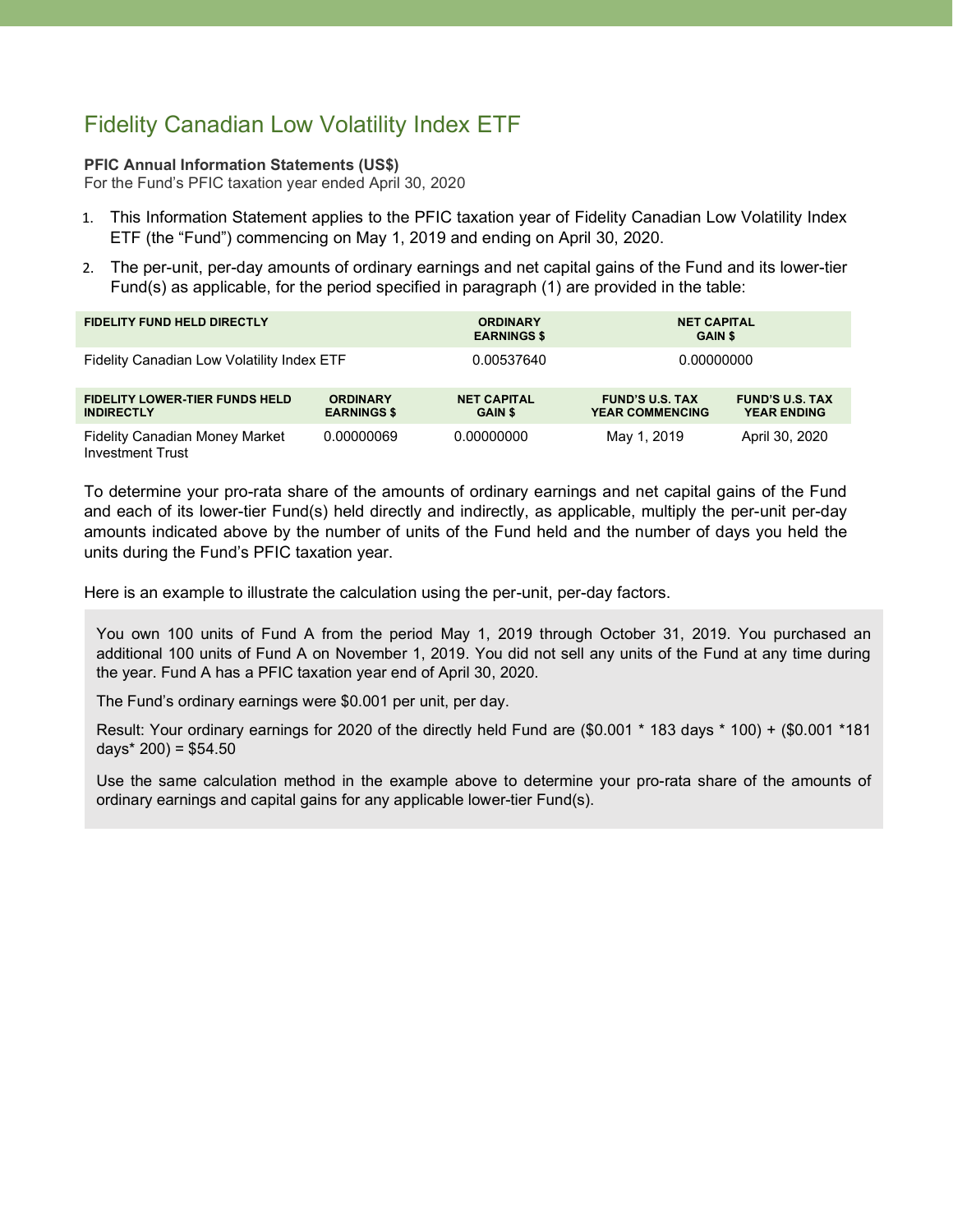# Fidelity Canadian Low Volatility Index ETF

**PFIC Annual Information Statements (US$)**
For the Fund's PFIC taxation year ended April 30, 2020

1. This Information Statement applies to the PFIC taxation year of Fidelity Canadian Low Volatility Index ETF (the "Fund") commencing on May 1, 2019 and ending on April 30, 2020.
2. The per-unit, per-day amounts of ordinary earnings and net capital gains of the Fund and its lower-tier Fund(s) as applicable, for the period specified in paragraph (1) are provided in the table:

| FIDELITY FUND HELD DIRECTLY | ORDINARY EARNINGS $ | NET CAPITAL GAIN $ |
|---|---|---|
| Fidelity Canadian Low Volatility Index ETF | 0.00537640 | 0.00000000 |

| FIDELITY LOWER-TIER FUNDS HELD INDIRECTLY | ORDINARY EARNINGS $ | NET CAPITAL GAIN $ | FUND'S U.S. TAX YEAR COMMENCING | FUND'S U.S. TAX YEAR ENDING |
|---|---|---|---|---|
| Fidelity Canadian Money Market Investment Trust | 0.00000069 | 0.00000000 | May 1, 2019 | April 30, 2020 |

To determine your pro-rata share of the amounts of ordinary earnings and net capital gains of the Fund and each of its lower-tier Fund(s) held directly and indirectly, as applicable, multiply the per-unit per-day amounts indicated above by the number of units of the Fund held and the number of days you held the units during the Fund's PFIC taxation year.

Here is an example to illustrate the calculation using the per-unit, per-day factors.

> You own 100 units of Fund A from the period May 1, 2019 through October 31, 2019. You purchased an additional 100 units of Fund A on November 1, 2019. You did not sell any units of the Fund at any time during the year. Fund A has a PFIC taxation year end of April 30, 2020.
>
> The Fund's ordinary earnings were $0.001 per unit, per day.
>
> Result: Your ordinary earnings for 2020 of the directly held Fund are ($0.001 * 183 days * 100) + ($0.001 *181 days* 200) = $54.50
>
> Use the same calculation method in the example above to determine your pro-rata share of the amounts of ordinary earnings and capital gains for any applicable lower-tier Fund(s).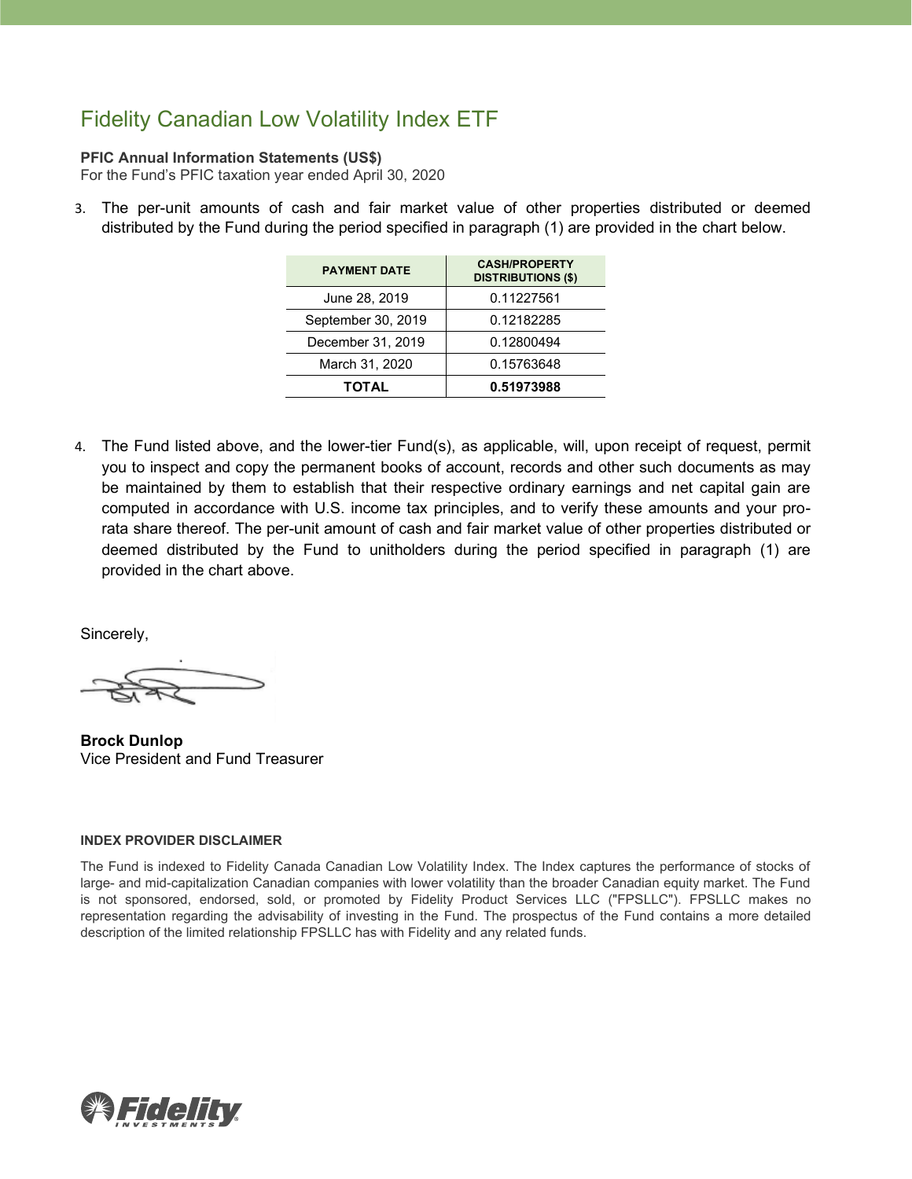# Fidelity Canadian Low Volatility Index ETF

**PFIC Annual Information Statements (US$)**
For the Fund's PFIC taxation year ended April 30, 2020

3. The per-unit amounts of cash and fair market value of other properties distributed or deemed distributed by the Fund during the period specified in paragraph (1) are provided in the chart below.

| PAYMENT DATE | CASH/PROPERTY DISTRIBUTIONS ($) |
|---|---|
| June 28, 2019 | 0.11227561 |
| September 30, 2019 | 0.12182285 |
| December 31, 2019 | 0.12800494 |
| March 31, 2020 | 0.15763648 |
| **TOTAL** | **0.51973988** |

4. The Fund listed above, and the lower-tier Fund(s), as applicable, will, upon receipt of request, permit you to inspect and copy the permanent books of account, records and other such documents as may be maintained by them to establish that their respective ordinary earnings and net capital gain are computed in accordance with U.S. income tax principles, and to verify these amounts and your pro-rata share thereof. The per-unit amount of cash and fair market value of other properties distributed or deemed distributed by the Fund to unitholders during the period specified in paragraph (1) are provided in the chart above.

Sincerely,

**Brock Dunlop**
Vice President and Fund Treasurer

**INDEX PROVIDER DISCLAIMER**

The Fund is indexed to Fidelity Canada Canadian Low Volatility Index. The Index captures the performance of stocks of large- and mid-capitalization Canadian companies with lower volatility than the broader Canadian equity market. The Fund is not sponsored, endorsed, sold, or promoted by Fidelity Product Services LLC ("FPSLLC"). FPSLLC makes no representation regarding the advisability of investing in the Fund. The prospectus of the Fund contains a more detailed description of the limited relationship FPSLLC has with Fidelity and any related funds.